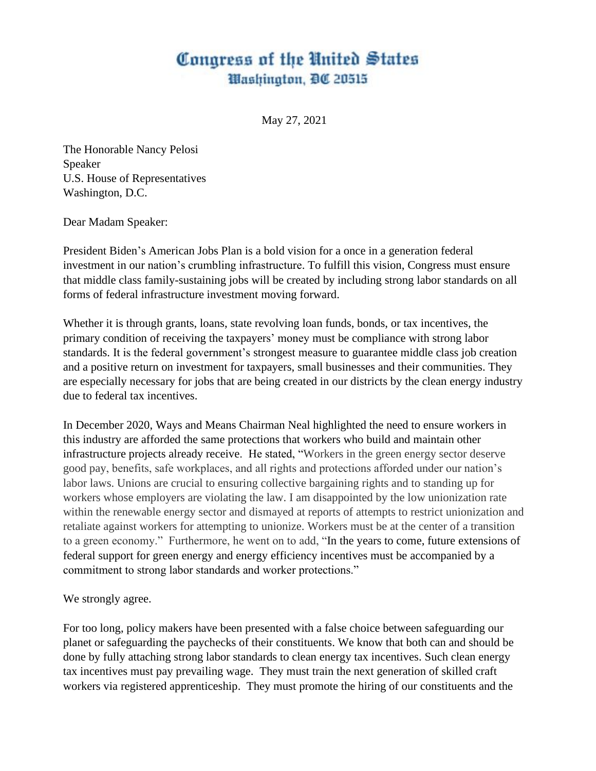# Congress of the United States
## Washington, DC 20515

May 27, 2021

The Honorable Nancy Pelosi
Speaker
U.S. House of Representatives
Washington, D.C.

Dear Madam Speaker:

President Biden's American Jobs Plan is a bold vision for a once in a generation federal investment in our nation's crumbling infrastructure. To fulfill this vision, Congress must ensure that middle class family-sustaining jobs will be created by including strong labor standards on all forms of federal infrastructure investment moving forward.

Whether it is through grants, loans, state revolving loan funds, bonds, or tax incentives, the primary condition of receiving the taxpayers' money must be compliance with strong labor standards. It is the federal government's strongest measure to guarantee middle class job creation and a positive return on investment for taxpayers, small businesses and their communities. They are especially necessary for jobs that are being created in our districts by the clean energy industry due to federal tax incentives.

In December 2020, Ways and Means Chairman Neal highlighted the need to ensure workers in this industry are afforded the same protections that workers who build and maintain other infrastructure projects already receive. He stated, "Workers in the green energy sector deserve good pay, benefits, safe workplaces, and all rights and protections afforded under our nation's labor laws. Unions are crucial to ensuring collective bargaining rights and to standing up for workers whose employers are violating the law. I am disappointed by the low unionization rate within the renewable energy sector and dismayed at reports of attempts to restrict unionization and retaliate against workers for attempting to unionize. Workers must be at the center of a transition to a green economy." Furthermore, he went on to add, "In the years to come, future extensions of federal support for green energy and energy efficiency incentives must be accompanied by a commitment to strong labor standards and worker protections."

We strongly agree.

For too long, policy makers have been presented with a false choice between safeguarding our planet or safeguarding the paychecks of their constituents. We know that both can and should be done by fully attaching strong labor standards to clean energy tax incentives. Such clean energy tax incentives must pay prevailing wage. They must train the next generation of skilled craft workers via registered apprenticeship. They must promote the hiring of our constituents and the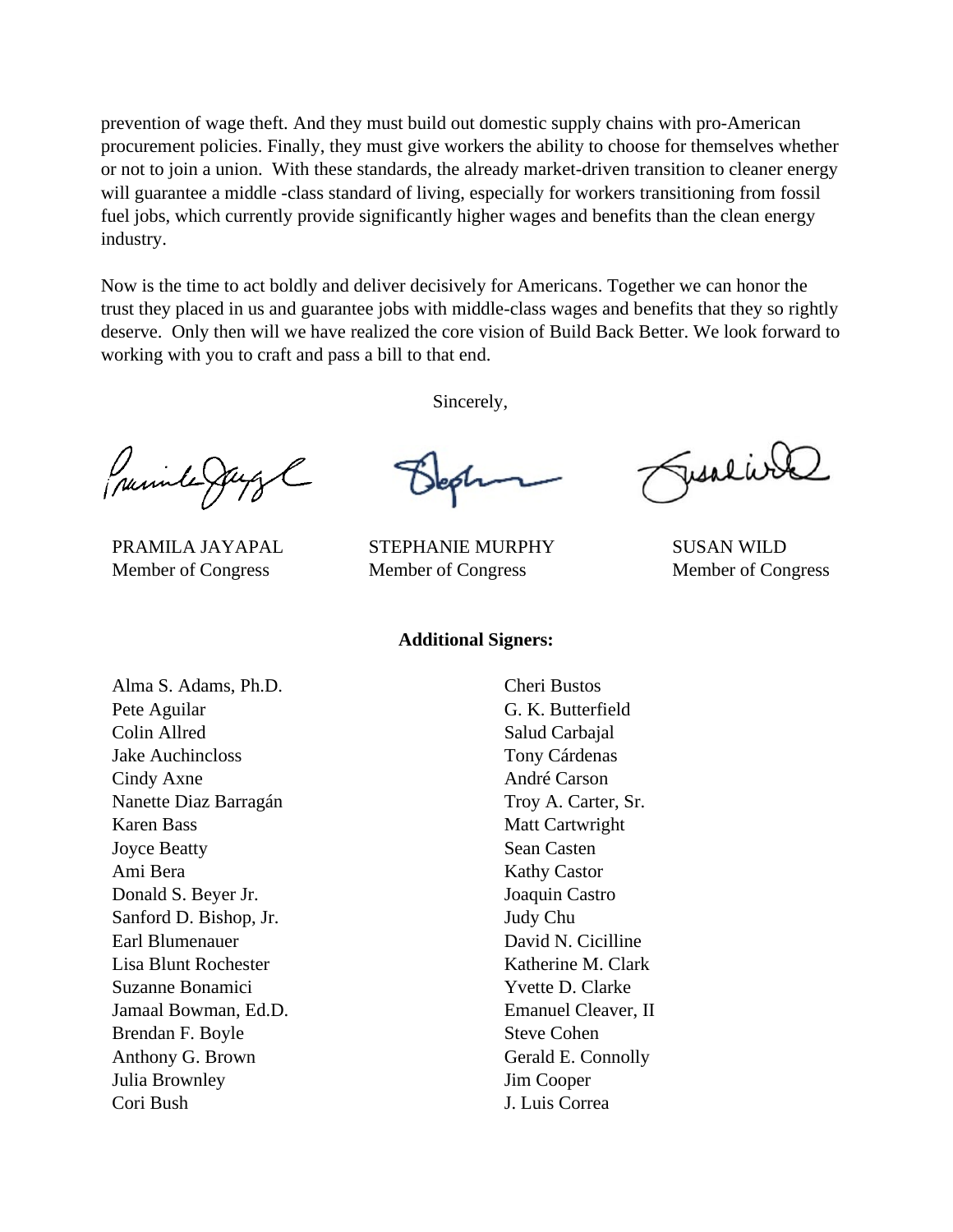prevention of wage theft. And they must build out domestic supply chains with pro-American procurement policies. Finally, they must give workers the ability to choose for themselves whether or not to join a union. With these standards, the already market-driven transition to cleaner energy will guarantee a middle -class standard of living, especially for workers transitioning from fossil fuel jobs, which currently provide significantly higher wages and benefits than the clean energy industry.

Now is the time to act boldly and deliver decisively for Americans. Together we can honor the trust they placed in us and guarantee jobs with middle-class wages and benefits that they so rightly deserve. Only then will we have realized the core vision of Build Back Better. We look forward to working with you to craft and pass a bill to that end.

Sincerely,

PRAMILA JAYAPAL
Member of Congress

STEPHANIE MURPHY
Member of Congress

SUSAN WILD
Member of Congress

**Additional Signers:**

Alma S. Adams, Ph.D.
Pete Aguilar
Colin Allred
Jake Auchincloss
Cindy Axne
Nanette Diaz Barragán
Karen Bass
Joyce Beatty
Ami Bera
Donald S. Beyer Jr.
Sanford D. Bishop, Jr.
Earl Blumenauer
Lisa Blunt Rochester
Suzanne Bonamici
Jamaal Bowman, Ed.D.
Brendan F. Boyle
Anthony G. Brown
Julia Brownley
Cori Bush
Cheri Bustos
G. K. Butterfield
Salud Carbajal
Tony Cárdenas
André Carson
Troy A. Carter, Sr.
Matt Cartwright
Sean Casten
Kathy Castor
Joaquin Castro
Judy Chu
David N. Cicilline
Katherine M. Clark
Yvette D. Clarke
Emanuel Cleaver, II
Steve Cohen
Gerald E. Connolly
Jim Cooper
J. Luis Correa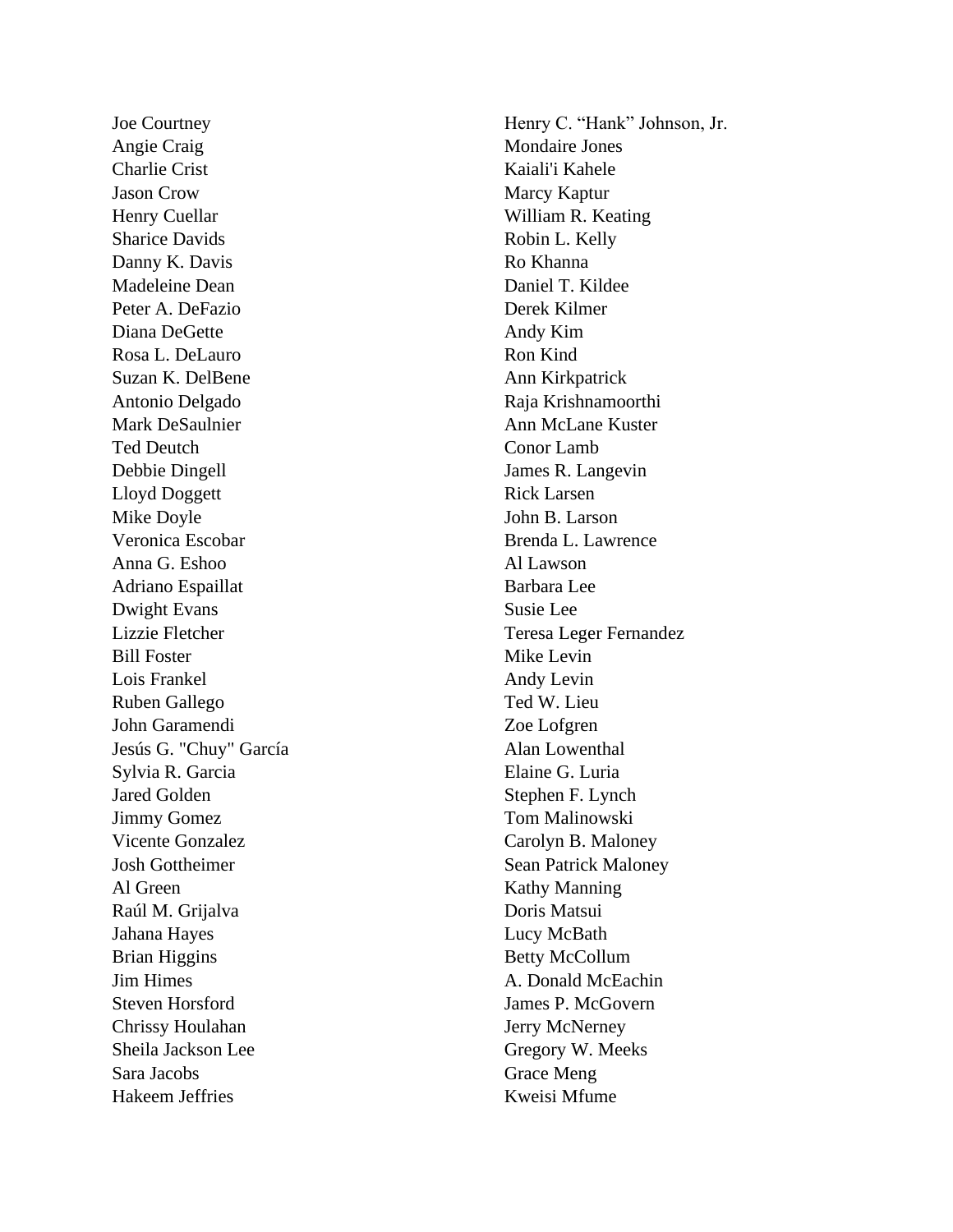Joe Courtney
Angie Craig
Charlie Crist
Jason Crow
Henry Cuellar
Sharice Davids
Danny K. Davis
Madeleine Dean
Peter A. DeFazio
Diana DeGette
Rosa L. DeLauro
Suzan K. DelBene
Antonio Delgado
Mark DeSaulnier
Ted Deutch
Debbie Dingell
Lloyd Doggett
Mike Doyle
Veronica Escobar
Anna G. Eshoo
Adriano Espaillat
Dwight Evans
Lizzie Fletcher
Bill Foster
Lois Frankel
Ruben Gallego
John Garamendi
Jesús G. "Chuy" García
Sylvia R. Garcia
Jared Golden
Jimmy Gomez
Vicente Gonzalez
Josh Gottheimer
Al Green
Raúl M. Grijalva
Jahana Hayes
Brian Higgins
Jim Himes
Steven Horsford
Chrissy Houlahan
Sheila Jackson Lee
Sara Jacobs
Hakeem Jeffries
Henry C. “Hank” Johnson, Jr.
Mondaire Jones
Kaiali'i Kahele
Marcy Kaptur
William R. Keating
Robin L. Kelly
Ro Khanna
Daniel T. Kildee
Derek Kilmer
Andy Kim
Ron Kind
Ann Kirkpatrick
Raja Krishnamoorthi
Ann McLane Kuster
Conor Lamb
James R. Langevin
Rick Larsen
John B. Larson
Brenda L. Lawrence
Al Lawson
Barbara Lee
Susie Lee
Teresa Leger Fernandez
Mike Levin
Andy Levin
Ted W. Lieu
Zoe Lofgren
Alan Lowenthal
Elaine G. Luria
Stephen F. Lynch
Tom Malinowski
Carolyn B. Maloney
Sean Patrick Maloney
Kathy Manning
Doris Matsui
Lucy McBath
Betty McCollum
A. Donald McEachin
James P. McGovern
Jerry McNerney
Gregory W. Meeks
Grace Meng
Kweisi Mfume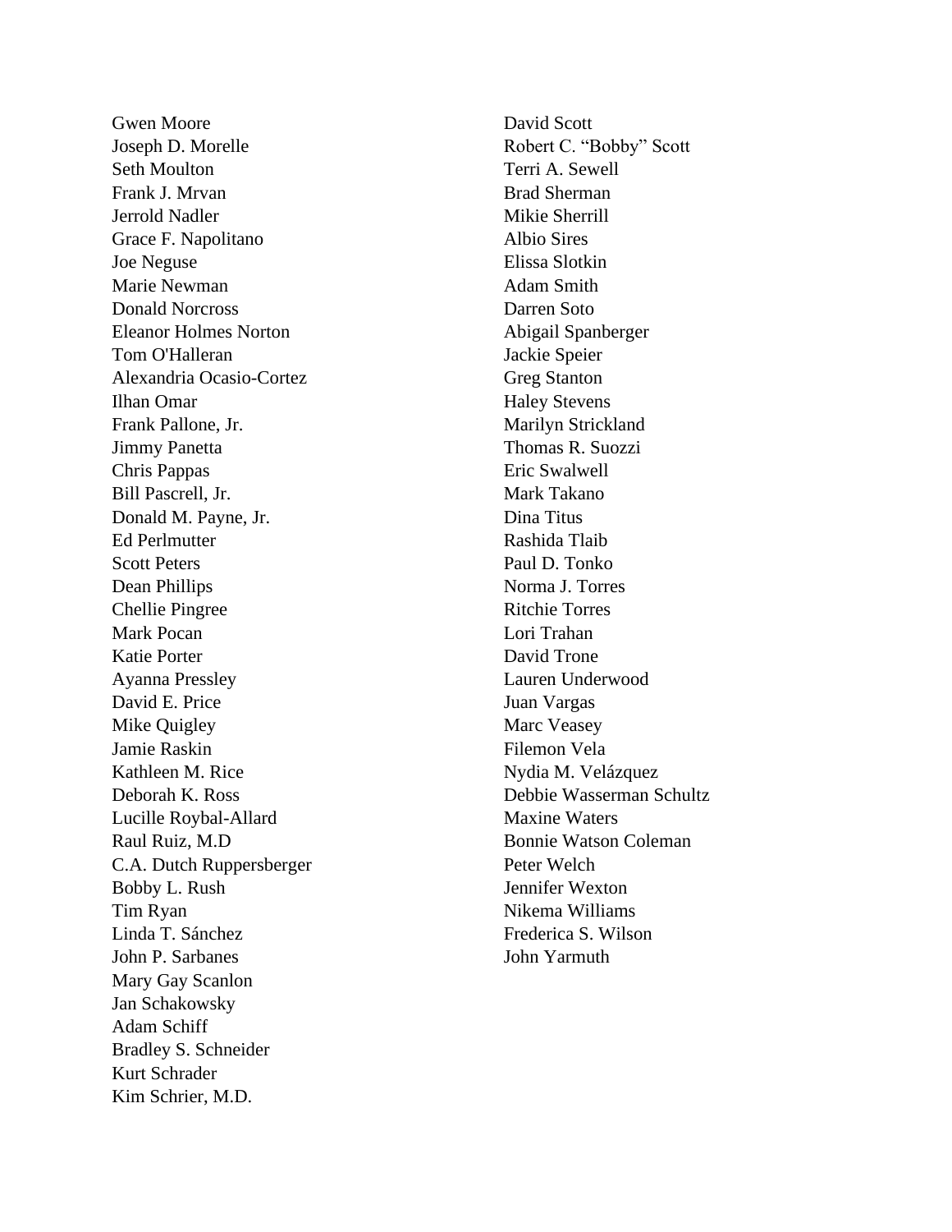Gwen Moore
Joseph D. Morelle
Seth Moulton
Frank J. Mrvan
Jerrold Nadler
Grace F. Napolitano
Joe Neguse
Marie Newman
Donald Norcross
Eleanor Holmes Norton
Tom O'Halleran
Alexandria Ocasio-Cortez
Ilhan Omar
Frank Pallone, Jr.
Jimmy Panetta
Chris Pappas
Bill Pascrell, Jr.
Donald M. Payne, Jr.
Ed Perlmutter
Scott Peters
Dean Phillips
Chellie Pingree
Mark Pocan
Katie Porter
Ayanna Pressley
David E. Price
Mike Quigley
Jamie Raskin
Kathleen M. Rice
Deborah K. Ross
Lucille Roybal-Allard
Raul Ruiz, M.D
C.A. Dutch Ruppersberger
Bobby L. Rush
Tim Ryan
Linda T. Sánchez
John P. Sarbanes
Mary Gay Scanlon
Jan Schakowsky
Adam Schiff
Bradley S. Schneider
Kurt Schrader
Kim Schrier, M.D.
David Scott
Robert C. "Bobby" Scott
Terri A. Sewell
Brad Sherman
Mikie Sherrill
Albio Sires
Elissa Slotkin
Adam Smith
Darren Soto
Abigail Spanberger
Jackie Speier
Greg Stanton
Haley Stevens
Marilyn Strickland
Thomas R. Suozzi
Eric Swalwell
Mark Takano
Dina Titus
Rashida Tlaib
Paul D. Tonko
Norma J. Torres
Ritchie Torres
Lori Trahan
David Trone
Lauren Underwood
Juan Vargas
Marc Veasey
Filemon Vela
Nydia M. Velázquez
Debbie Wasserman Schultz
Maxine Waters
Bonnie Watson Coleman
Peter Welch
Jennifer Wexton
Nikema Williams
Frederica S. Wilson
John Yarmuth